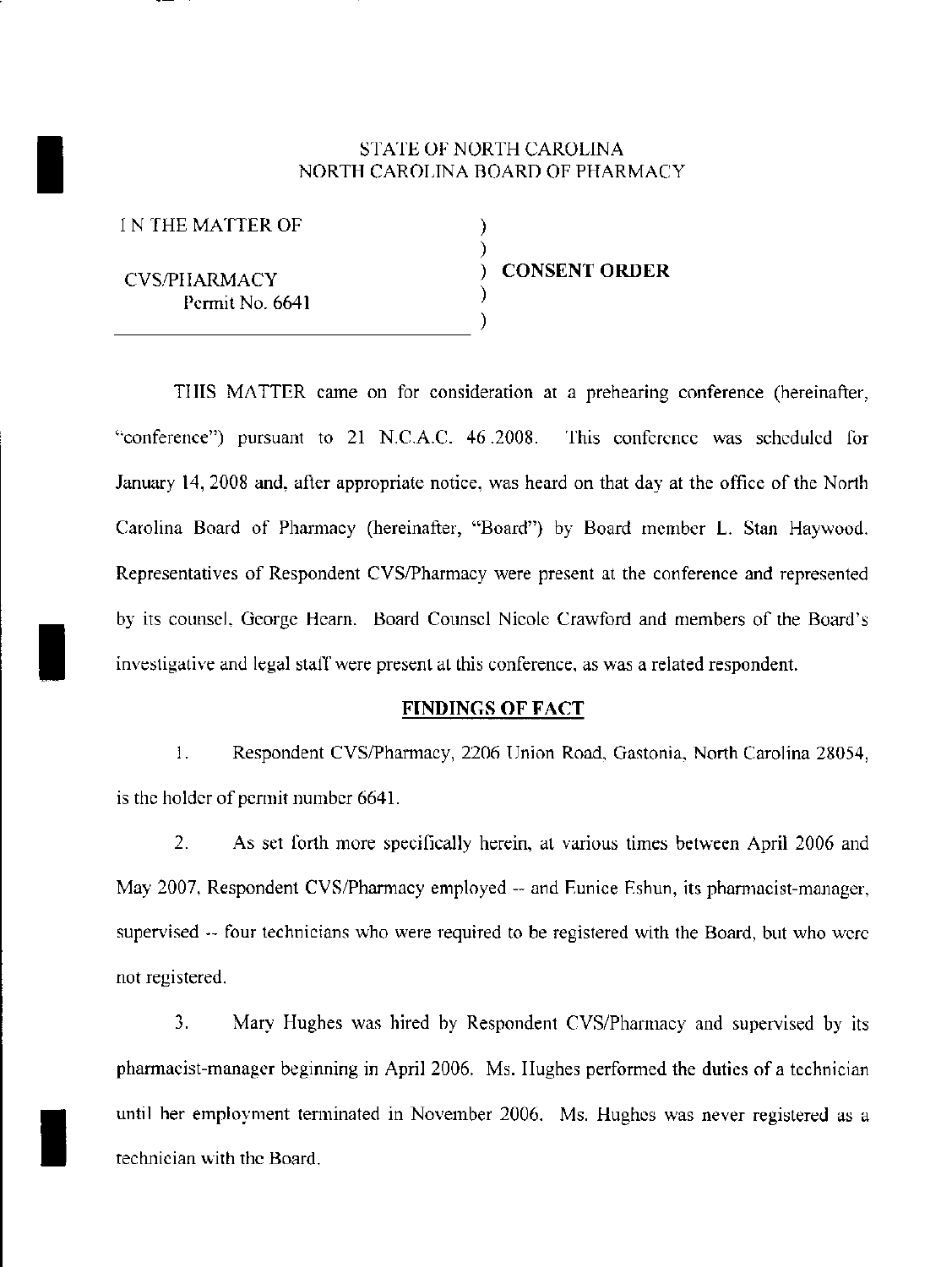STATE OF NORTH CAROLINA
NORTH CAROLINA BOARD OF PHARMACY

IN THE MATTER OF

CVS/PHARMACY
Permit No. 6641

**CONSENT ORDER**

THIS MATTER came on for consideration at a prehearing conference (hereinafter, "conference") pursuant to 21 N.C.A.C. 46 .2008. This conference was scheduled for January 14, 2008 and, after appropriate notice, was heard on that day at the office of the North Carolina Board of Pharmacy (hereinafter, "Board") by Board member L. Stan Haywood. Representatives of Respondent CVS/Pharmacy were present at the conference and represented by its counsel, George Hearn. Board Counsel Nicole Crawford and members of the Board's investigative and legal staff were present at this conference, as was a related respondent.

## FINDINGS OF FACT

1. Respondent CVS/Pharmacy, 2206 Union Road, Gastonia, North Carolina 28054, is the holder of permit number 6641.

2. As set forth more specifically herein, at various times between April 2006 and May 2007, Respondent CVS/Pharmacy employed -- and Eunice Eshun, its pharmacist-manager, supervised -- four technicians who were required to be registered with the Board, but who were not registered.

3. Mary Hughes was hired by Respondent CVS/Pharmacy and supervised by its pharmacist-manager beginning in April 2006. Ms. Hughes performed the duties of a technician until her employment terminated in November 2006. Ms. Hughes was never registered as a technician with the Board.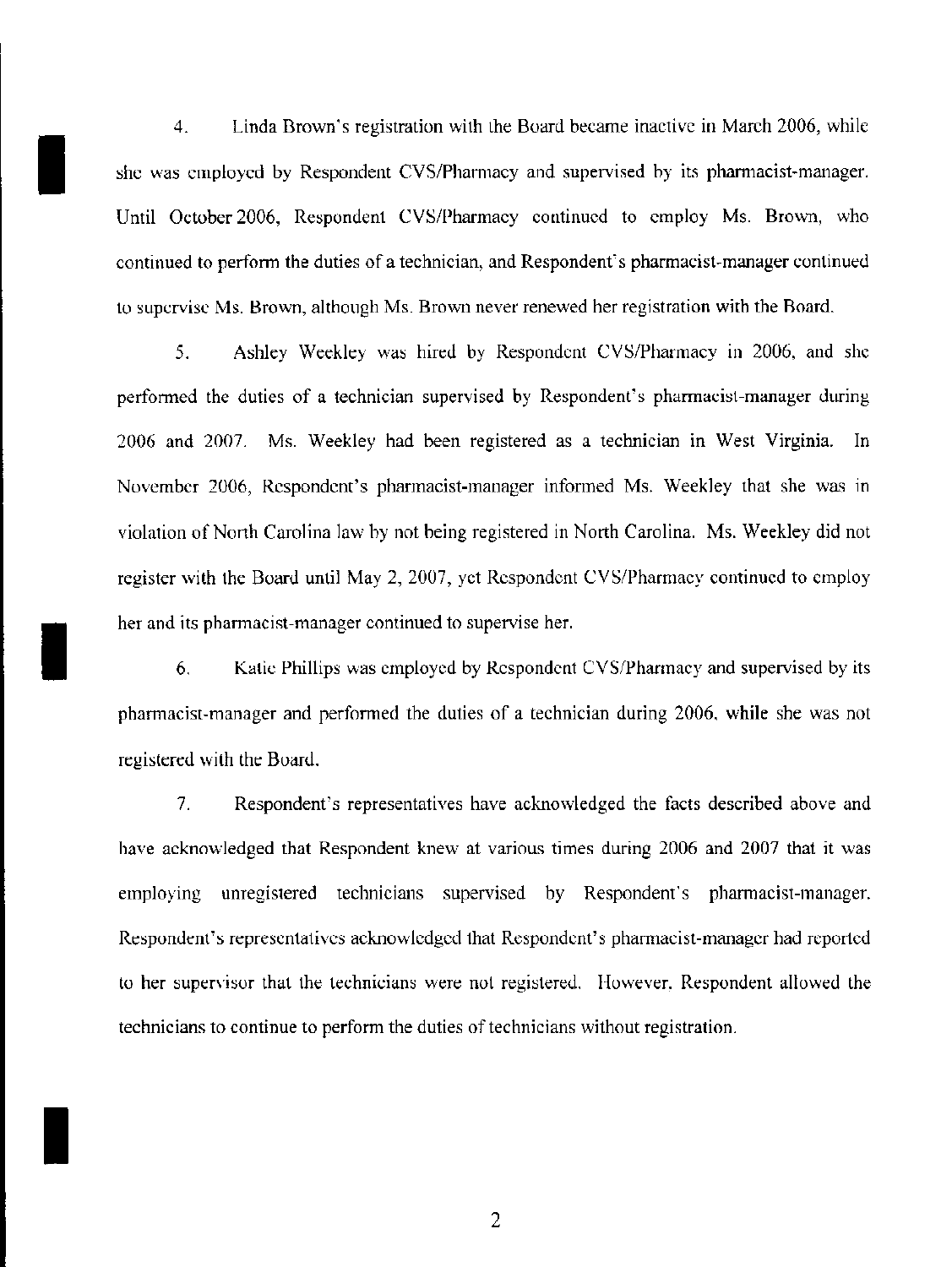4. Linda Brown's registration with the Board became inactive in March 2006, while she was employed by Respondent CVS/Pharmacy and supervised by its pharmacist-manager. Until October 2006, Respondent CVS/Pharmacy continued to employ Ms. Brown, who continued to perform the duties of a technician, and Respondent's pharmacist-manager continued to supervise Ms. Brown, although Ms. Brown never renewed her registration with the Board.

5. Ashley Weekley was hired by Respondent CVS/Pharmacy in 2006, and she performed the duties of a technician supervised by Respondent's pharmacist-manager during 2006 and 2007. Ms. Weekley had been registered as a technician in West Virginia. In November 2006, Respondent's pharmacist-manager informed Ms. Weekley that she was in violation of North Carolina law by not being registered in North Carolina. Ms. Weekley did not register with the Board until May 2, 2007, yet Respondent CVS/Pharmacy continued to employ her and its pharmacist-manager continued to supervise her.

6. Katie Phillips was employed by Respondent CVS/Pharmacy and supervised by its pharmacist-manager and performed the duties of a technician during 2006, while she was not registered with the Board.

7. Respondent's representatives have acknowledged the facts described above and have acknowledged that Respondent knew at various times during 2006 and 2007 that it was employing unregistered technicians supervised by Respondent's pharmacist-manager. Respondent's representatives acknowledged that Respondent's pharmacist-manager had reported to her supervisor that the technicians were not registered. However, Respondent allowed the technicians to continue to perform the duties of technicians without registration.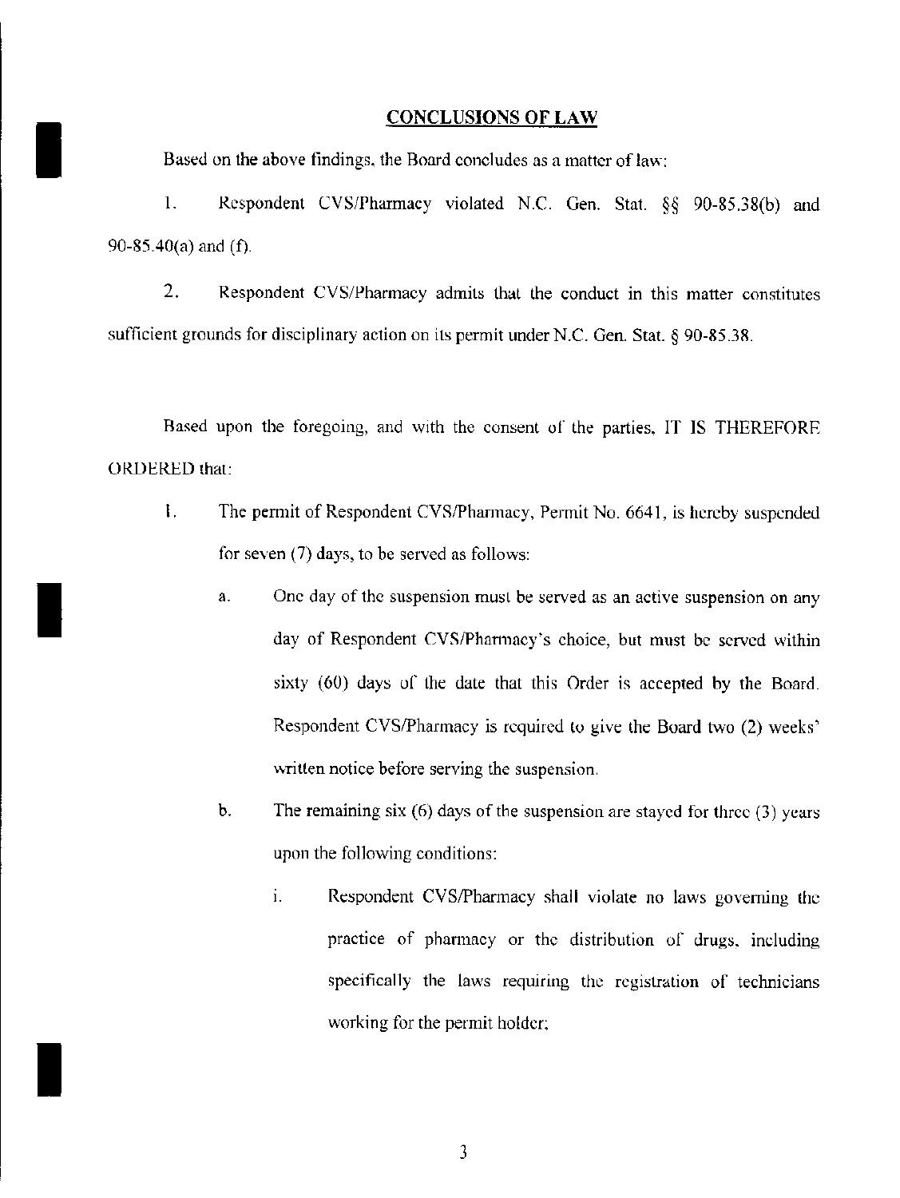## CONCLUSIONS OF LAW

Based on the above findings, the Board concludes as a matter of law:

1. Respondent CVS/Pharmacy violated N.C. Gen. Stat. §§ 90-85.38(b) and 90-85.40(a) and (f).

2. Respondent CVS/Pharmacy admits that the conduct in this matter constitutes sufficient grounds for disciplinary action on its permit under N.C. Gen. Stat. § 90-85.38.

Based upon the foregoing, and with the consent of the parties, IT IS THEREFORE ORDERED that:

1. The permit of Respondent CVS/Pharmacy, Permit No. 6641, is hereby suspended for seven (7) days, to be served as follows:

   a. One day of the suspension must be served as an active suspension on any day of Respondent CVS/Pharmacy's choice, but must be served within sixty (60) days of the date that this Order is accepted by the Board. Respondent CVS/Pharmacy is required to give the Board two (2) weeks' written notice before serving the suspension.

   b. The remaining six (6) days of the suspension are stayed for three (3) years upon the following conditions:

      i. Respondent CVS/Pharmacy shall violate no laws governing the practice of pharmacy or the distribution of drugs, including specifically the laws requiring the registration of technicians working for the permit holder;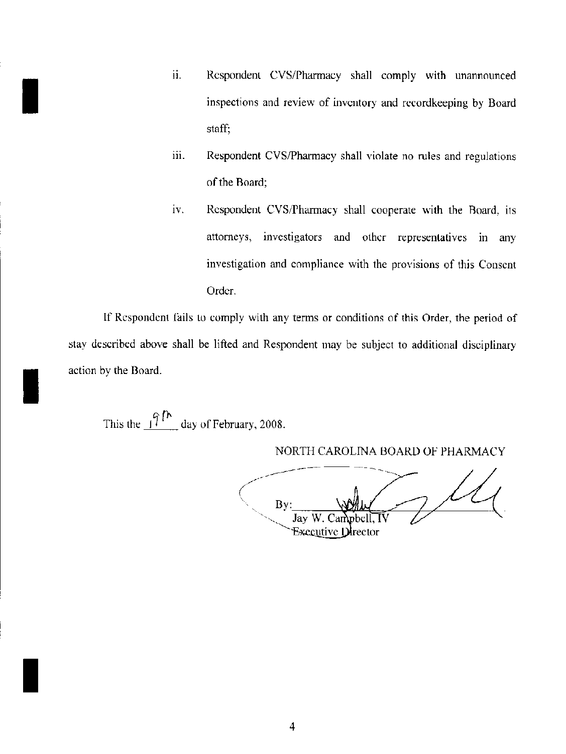ii. Respondent CVS/Pharmacy shall comply with unannounced inspections and review of inventory and recordkeeping by Board staff;

iii. Respondent CVS/Pharmacy shall violate no rules and regulations of the Board;

iv. Respondent CVS/Pharmacy shall cooperate with the Board, its attorneys, investigators and other representatives in any investigation and compliance with the provisions of this Consent Order.

If Respondent fails to comply with any terms or conditions of this Order, the period of stay described above shall be lifted and Respondent may be subject to additional disciplinary action by the Board.

This the 19th day of February, 2008.

NORTH CAROLINA BOARD OF PHARMACY

By: ______________________

Jay W. Campbell, IV
Executive Director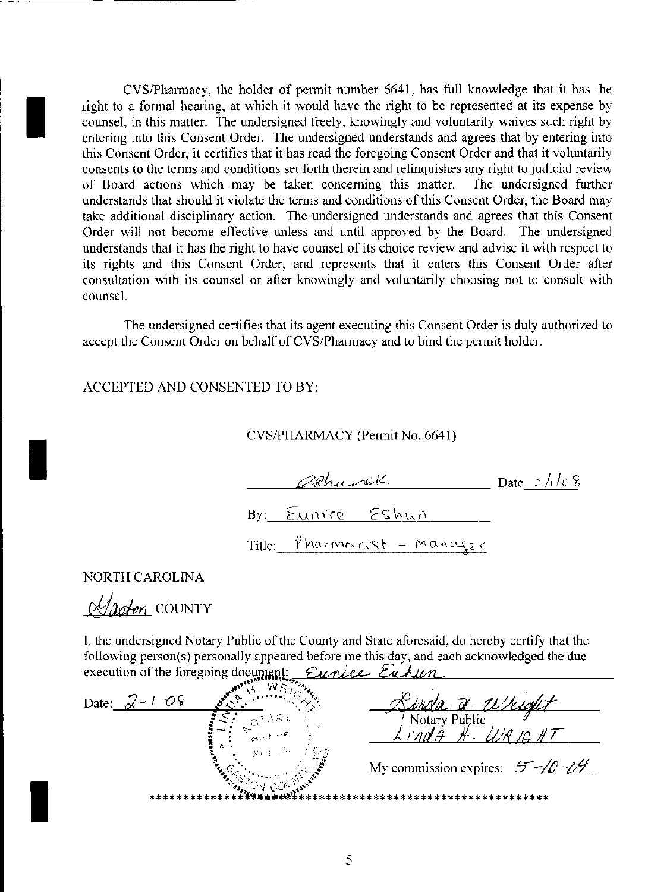CVS/Pharmacy, the holder of permit number 6641, has full knowledge that it has the right to a formal hearing, at which it would have the right to be represented at its expense by counsel, in this matter. The undersigned freely, knowingly and voluntarily waives such right by entering into this Consent Order. The undersigned understands and agrees that by entering into this Consent Order, it certifies that it has read the foregoing Consent Order and that it voluntarily consents to the terms and conditions set forth therein and relinquishes any right to judicial review of Board actions which may be taken concerning this matter. The undersigned further understands that should it violate the terms and conditions of this Consent Order, the Board may take additional disciplinary action. The undersigned understands and agrees that this Consent Order will not become effective unless and until approved by the Board. The undersigned understands that it has the right to have counsel of its choice review and advise it with respect to its rights and this Consent Order, and represents that it enters this Consent Order after consultation with its counsel or after knowingly and voluntarily choosing not to consult with counsel.

The undersigned certifies that its agent executing this Consent Order is duly authorized to accept the Consent Order on behalf of CVS/Pharmacy and to bind the permit holder.

ACCEPTED AND CONSENTED TO BY:

CVS/PHARMACY (Permit No. 6641)

Eshun EK Date 2/1/08

By: Eunice Eshun

Title: Pharmacist - Manager

NORTH CAROLINA

Gaston COUNTY

I, the undersigned Notary Public of the County and State aforesaid, do hereby certify that the following person(s) personally appeared before me this day, and each acknowledged the due execution of the foregoing document: Eunice Eshun

Date: 2-1-08

Linda H. Wright
Notary Public
Linda H. Wright

My commission expires: 5-10-09

\*\*\*\*\*\*\*\*\*\*\*\*\*\*\*\*\*\*\*\*\*\*\*\*\*\*\*\*\*\*\*\*\*\*\*\*\*\*\*\*\*\*\*\*\*\*\*\*\*\*\*\*\*\*\*